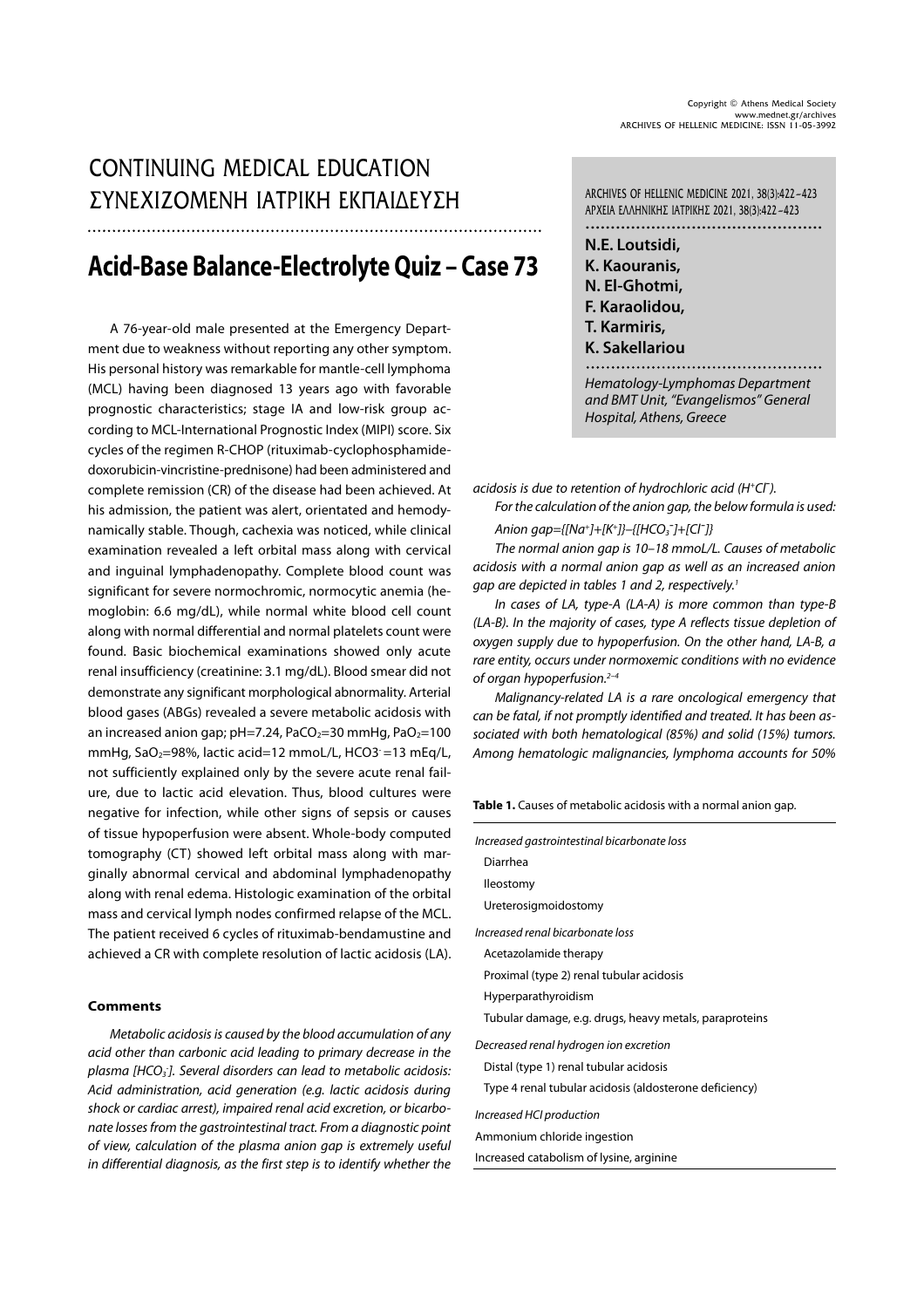# CONTINUING MEDICAL EDUCATION
# ΣΥΝΕΧΙΖΟΜΕΝΗ ΙΑΤΡΙΚΗ ΕΚΠΑΙΔΕΥΣΗ

# Acid-Base Balance-Electrolyte Quiz – Case 73

**N.E. Loutsidi, K. Kaouranis, N. El-Ghotmi, F. Karaolidou, T. Karmiris, K. Sakellariou**

*Hematology-Lymphomas Department and BMT Unit, "Evangelismos" General Hospital, Athens, Greece*

A 76-year-old male presented at the Emergency Department due to weakness without reporting any other symptom. His personal history was remarkable for mantle-cell lymphoma (MCL) having been diagnosed 13 years ago with favorable prognostic characteristics; stage IA and low-risk group according to MCL-International Prognostic Index (MIPI) score. Six cycles of the regimen R-CHOP (rituximab-cyclophosphamide-doxorubicin-vincristine-prednisone) had been administered and complete remission (CR) of the disease had been achieved. At his admission, the patient was alert, orientated and hemodynamically stable. Though, cachexia was noticed, while clinical examination revealed a left orbital mass along with cervical and inguinal lymphadenopathy. Complete blood count was significant for severe normochromic, normocytic anemia (hemoglobin: 6.6 mg/dL), while normal white blood cell count along with normal differential and normal platelets count were found. Basic biochemical examinations showed only acute renal insufficiency (creatinine: 3.1 mg/dL). Blood smear did not demonstrate any significant morphological abnormality. Arterial blood gases (ABGs) revealed a severe metabolic acidosis with an increased anion gap; pH=7.24, $PaCO_2$=30 mmHg, $PaO_2$=100 mmHg, $SaO_2$=98%, lactic acid=12 mmol/L, $HCO_3^-$=13 mEq/L, not sufficiently explained only by the severe acute renal failure, due to lactic acid elevation. Thus, blood cultures were negative for infection, while other signs of sepsis or causes of tissue hypoperfusion were absent. Whole-body computed tomography (CT) showed left orbital mass along with marginally abnormal cervical and abdominal lymphadenopathy along with renal edema. Histologic examination of the orbital mass and cervical lymph nodes confirmed relapse of the MCL. The patient received 6 cycles of rituximab-bendamustine and achieved a CR with complete resolution of lactic acidosis (LA).

### Comments

*Metabolic acidosis is caused by the blood accumulation of any acid other than carbonic acid leading to primary decrease in the plasma [$HCO_3^-$]. Several disorders can lead to metabolic acidosis: Acid administration, acid generation (e.g. lactic acidosis during shock or cardiac arrest), impaired renal acid excretion, or bicarbonate losses from the gastrointestinal tract. From a diagnostic point of view, calculation of the plasma anion gap is extremely useful in differential diagnosis, as the first step is to identify whether the acidosis is due to retention of hydrochloric acid ($H^+Cl^-$).*

*For the calculation of the anion gap, the below formula is used:*

*Anion gap={[$Na^+$]+[$K^+$]}–{[$HCO_3^-$]+[$Cl^-$]}*

*The normal anion gap is 10–18 mmoL/L. Causes of metabolic acidosis with a normal anion gap as well as an increased anion gap are depicted in tables 1 and 2, respectively.*[1]

*In cases of LA, type-A (LA-A) is more common than type-B (LA-B). In the majority of cases, type A reflects tissue depletion of oxygen supply due to hypoperfusion. On the other hand, LA-B, a rare entity, occurs under normoxemic conditions with no evidence of organ hypoperfusion.*[2–4]

*Malignancy-related LA is a rare oncological emergency that can be fatal, if not promptly identified and treated. It has been associated with both hematological (85%) and solid (15%) tumors. Among hematologic malignancies, lymphoma accounts for 50%*

**Table 1.** Causes of metabolic acidosis with a normal anion gap.

| |
|---|
| *Increased gastrointestinal bicarbonate loss* |
| Diarrhea |
| Ileostomy |
| Ureterosigmoidostomy |
| *Increased renal bicarbonate loss* |
| Acetazolamide therapy |
| Proximal (type 2) renal tubular acidosis |
| Hyperparathyroidism |
| Tubular damage, e.g. drugs, heavy metals, paraproteins |
| *Decreased renal hydrogen ion excretion* |
| Distal (type 1) renal tubular acidosis |
| Type 4 renal tubular acidosis (aldosterone deficiency) |
| *Increased HCl production* |
| Ammonium chloride ingestion |
| Increased catabolism of lysine, arginine |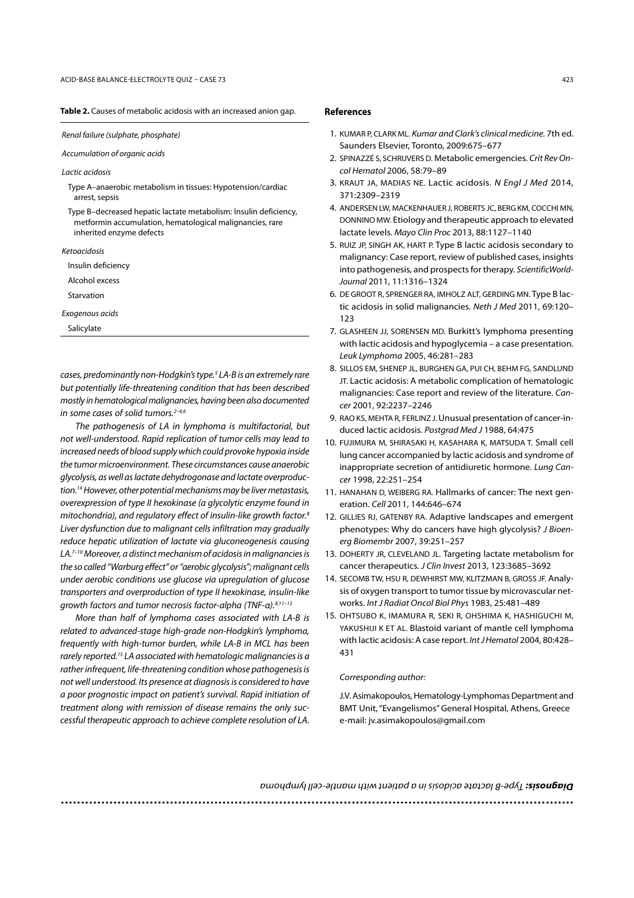**Table 2.** Causes of metabolic acidosis with an increased anion gap.

| |
|---|
| *Renal failure (sulphate, phosphate)* |
| *Accumulation of organic acids* |
| *Lactic acidosis* |
| Type A–anaerobic metabolism in tissues: Hypotension/cardiac arrest, sepsis |
| Type B–decreased hepatic lactate metabolism: Insulin deficiency, metformin accumulation, hematological malignancies, rare inherited enzyme defects |
| *Ketoacidosis* |
| Insulin deficiency |
| Alcohol excess |
| Starvation |
| *Exogenous acids* |
| Salicylate |

*cases, predominantly non-Hodgkin's type.[5] LA-B is an extremely rare but potentially life-threatening condition that has been described mostly in hematological malignancies, having been also documented in some cases of solid tumors.[2–4,6]*

*The pathogenesis of LA in lymphoma is multifactorial, but not well-understood. Rapid replication of tumor cells may lead to increased needs of blood supply which could provoke hypoxia inside the tumor microenvironment. These circumstances cause anaerobic glycolysis, as well as lactate dehydrogonase and lactate overproduction.[14] However, other potential mechanisms may be liver metastasis, overexpression of type II hexokinase (a glycolytic enzyme found in mitochondria), and regulatory effect of insulin-like growth factor.[8] Liver dysfunction due to malignant cells infiltration may gradually reduce hepatic utilization of lactate via gluconeogenesis causing LA.[7–10] Moreover, a distinct mechanism of acidosis in malignancies is the so called "Warburg effect" or "aerobic glycolysis"; malignant cells under aerobic conditions use glucose via upregulation of glucose transporters and overproduction of type II hexokinase, insulin-like growth factors and tumor necrosis factor-alpha (TNF-α).[8,11–13]*

*More than half of lymphoma cases associated with LA-B is related to advanced-stage high-grade non-Hodgkin's lymphoma, frequently with high-tumor burden, while LA-B in MCL has been rarely reported.[15] LA associated with hematologic malignancies is a rather infrequent, life-threatening condition whose pathogenesis is not well understood. Its presence at diagnosis is considered to have a poor prognostic impact on patient's survival. Rapid initiation of treatment along with remission of disease remains the only successful therapeutic approach to achieve complete resolution of LA.*

## References

1. KUMAR P, CLARK ML. *Kumar and Clark's clinical medicine.* 7th ed. Saunders Elsevier, Toronto, 2009:675–677
2. SPINAZZÉ S, SCHRIJVERS D. Metabolic emergencies. *Crit Rev Oncol Hematol* 2006, 58:79–89
3. KRAUT JA, MADIAS NE. Lactic acidosis. *N Engl J Med* 2014, 371:2309–2319
4. ANDERSEN LW, MACKENHAUER J, ROBERTS JC, BERG KM, COCCHI MN, DONNINO MW. Etiology and therapeutic approach to elevated lactate levels. *Mayo Clin Proc* 2013, 88:1127–1140
5. RUIZ JP, SINGH AK, HART P. Type B lactic acidosis secondary to malignancy: Case report, review of published cases, insights into pathogenesis, and prospects for therapy. *ScientificWorldJournal* 2011, 11:1316–1324
6. DE GROOT R, SPRENGER RA, IMHOLZ ALT, GERDING MN. Type B lactic acidosis in solid malignancies. *Neth J Med* 2011, 69:120–123
7. GLASHEEN JJ, SORENSEN MD. Burkitt's lymphoma presenting with lactic acidosis and hypoglycemia – a case presentation. *Leuk Lymphoma* 2005, 46:281–283
8. SILLOS EM, SHENEP JL, BURGHEN GA, PUI CH, BEHM FG, SANDLUND JT. Lactic acidosis: A metabolic complication of hematologic malignancies: Case report and review of the literature. *Cancer* 2001, 92:2237–2246
9. RAO KS, MEHTA R, FERLINZ J. Unusual presentation of cancer-induced lactic acidosis. *Postgrad Med J* 1988, 64:475
10. FUJIMURA M, SHIRASAKI H, KASAHARA K, MATSUDA T. Small cell lung cancer accompanied by lactic acidosis and syndrome of inappropriate secretion of antidiuretic hormone. *Lung Cancer* 1998, 22:251–254
11. HANAHAN D, WEIBERG RA. Hallmarks of cancer: The next generation. *Cell* 2011, 144:646–674
12. GILLIES RJ, GATENBY RA. Adaptive landscapes and emergent phenotypes: Why do cancers have high glycolysis? *J Bioenerg Biomembr* 2007, 39:251–257
13. DOHERTY JR, CLEVELAND JL. Targeting lactate metabolism for cancer therapeutics. *J Clin Invest* 2013, 123:3685–3692
14. SECOMB TW, HSU R, DEWHIRST MW, KLITZMAN B, GROSS JF. Analysis of oxygen transport to tumor tissue by microvascular networks. *Int J Radiat Oncol Biol Phys* 1983, 25:481–489
15. OHTSUBO K, IMAMURA R, SEKI R, OHSHIMA K, HASHIGUCHI M, YAKUSHIJI K ET AL. Blastoid variant of mantle cell lymphoma with lactic acidosis: A case report. *Int J Hematol* 2004, 80:428–431

*Corresponding author:*

J.V. Asimakopoulos, Hematology-Lymphomas Department and BMT Unit, "Evangelismos" General Hospital, Athens, Greece
e-mail: jv.asimakopoulos@gmail.com

***Diagnosis:*** *Type-B lactate acidosis in a patient with mantle-cell lymphoma*